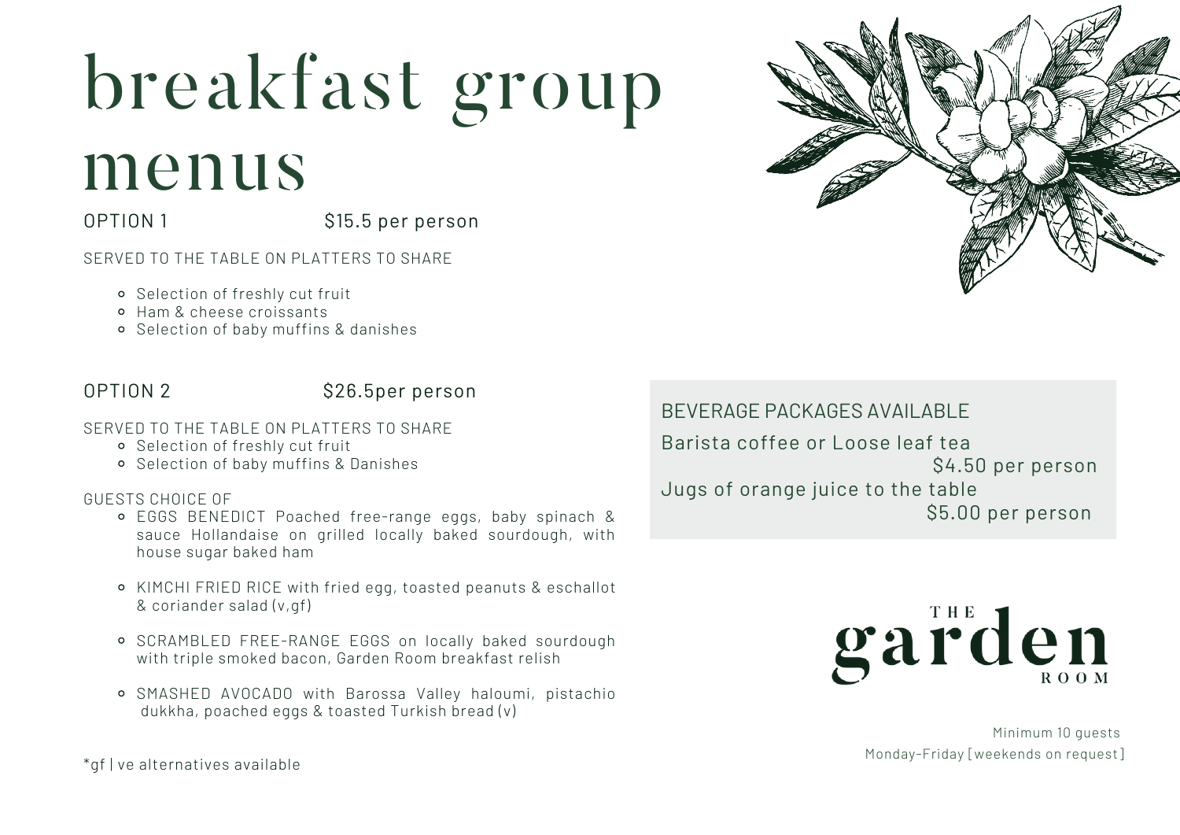# breakfast group menus

## OPTION 1 $15.5 per person

SERVED TO THE TABLE ON PLATTERS TO SHARE

- Selection of freshly cut fruit
- Ham & cheese croissants
- Selection of baby muffins & danishes

## OPTION 2 $26.5per person

SERVED TO THE TABLE ON PLATTERS TO SHARE

- Selection of freshly cut fruit
- Selection of baby muffins & Danishes

GUESTS CHOICE OF

- EGGS BENEDICT Poached free-range eggs, baby spinach & sauce Hollandaise on grilled locally baked sourdough, with house sugar baked ham
- KIMCHI FRIED RICE with fried egg, toasted peanuts & eschallot & coriander salad (v,gf)
- SCRAMBLED FREE-RANGE EGGS on locally baked sourdough with triple smoked bacon, Garden Room breakfast relish
- SMASHED AVOCADO with Barossa Valley haloumi, pistachio dukkha, poached eggs & toasted Turkish bread (v)

*gf | ve alternatives available

BEVERAGE PACKAGES AVAILABLE

Barista coffee or Loose leaf tea
$4.50 per person

Jugs of orange juice to the table
$5.00 per person

THE garden ROOM

Minimum 10 guests
Monday-Friday [weekends on request]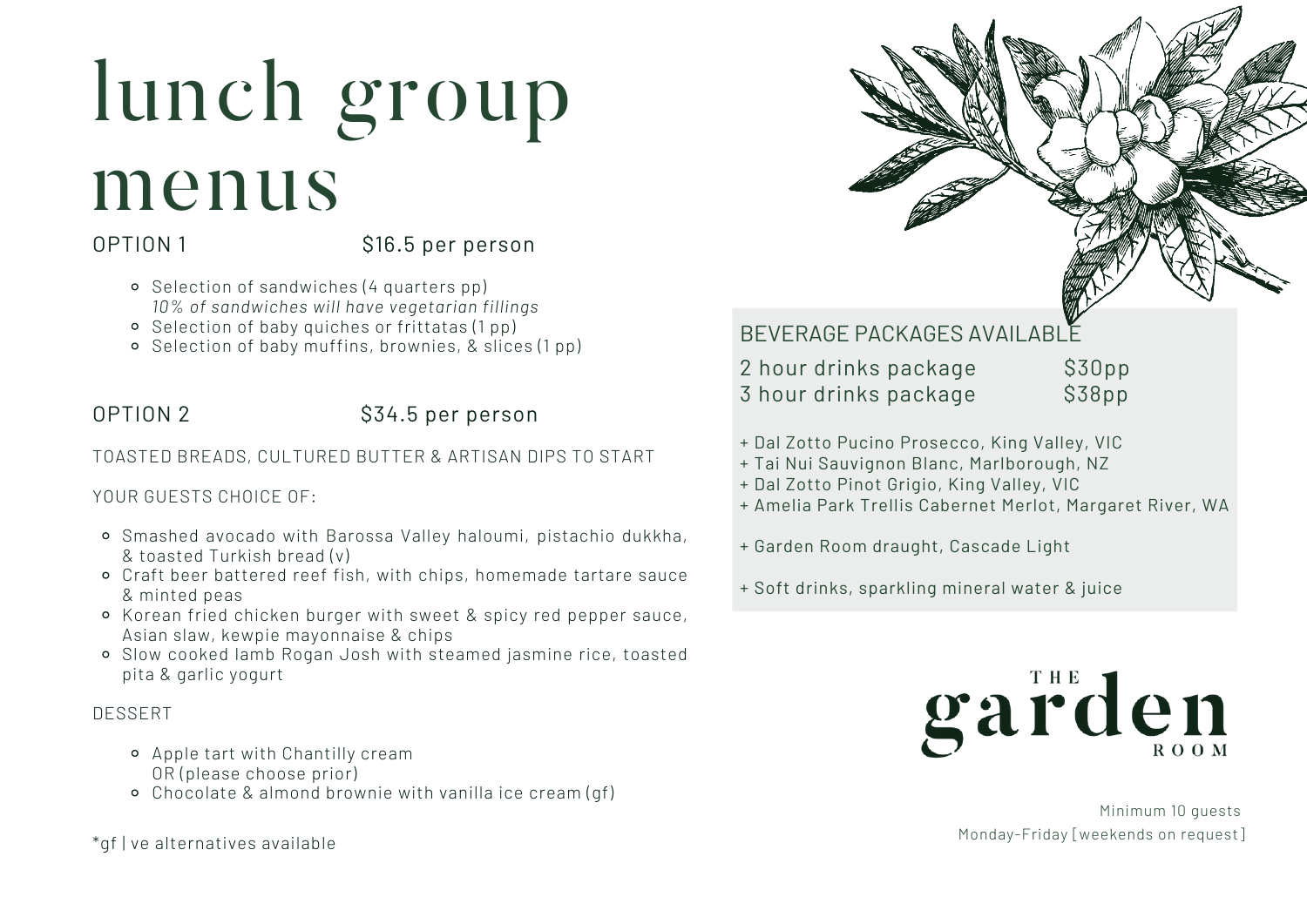# lunch group menus

## OPTION 1 — $16.5 per person

- Selection of sandwiches (4 quarters pp)
  *10% of sandwiches will have vegetarian fillings*
- Selection of baby quiches or frittatas (1 pp)
- Selection of baby muffins, brownies, & slices (1 pp)

## OPTION 2 — $34.5 per person

TOASTED BREADS, CULTURED BUTTER & ARTISAN DIPS TO START

YOUR GUESTS CHOICE OF:

- Smashed avocado with Barossa Valley haloumi, pistachio dukkha, & toasted Turkish bread (v)
- Craft beer battered reef fish, with chips, homemade tartare sauce & minted peas
- Korean fried chicken burger with sweet & spicy red pepper sauce, Asian slaw, kewpie mayonnaise & chips
- Slow cooked lamb Rogan Josh with steamed jasmine rice, toasted pita & garlic yogurt

DESSERT

- Apple tart with Chantilly cream
  OR (please choose prior)
- Chocolate & almond brownie with vanilla ice cream (gf)

*gf | ve alternatives available

## BEVERAGE PACKAGES AVAILABLE

| | |
|---|---|
| 2 hour drinks package | $30pp |
| 3 hour drinks package | $38pp |

+ Dal Zotto Pucino Prosecco, King Valley, VIC
+ Tai Nui Sauvignon Blanc, Marlborough, NZ
+ Dal Zotto Pinot Grigio, King Valley, VIC
+ Amelia Park Trellis Cabernet Merlot, Margaret River, WA

+ Garden Room draught, Cascade Light

+ Soft drinks, sparkling mineral water & juice

THE garden ROOM

Minimum 10 guests
Monday-Friday [weekends on request]